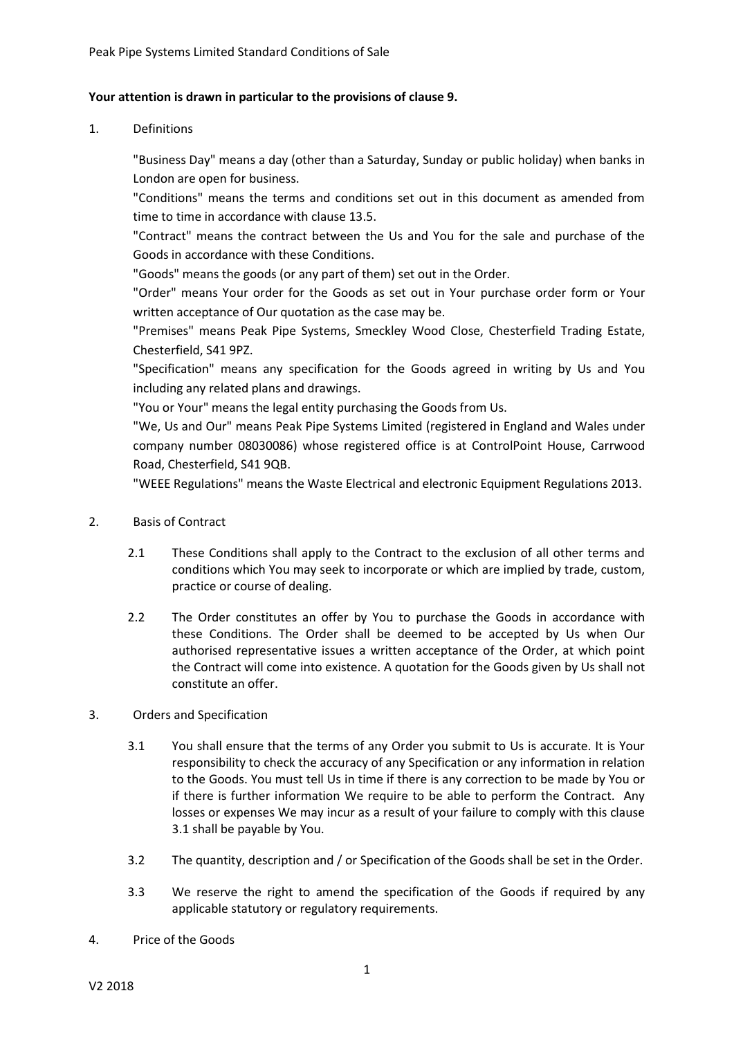**Your attention is drawn in particular to the provisions of clause 9.**

1. Definitions

   "Business Day" means a day (other than a Saturday, Sunday or public holiday) when banks in London are open for business.

   "Conditions" means the terms and conditions set out in this document as amended from time to time in accordance with clause 13.5.

   "Contract" means the contract between the Us and You for the sale and purchase of the Goods in accordance with these Conditions.

   "Goods" means the goods (or any part of them) set out in the Order.

   "Order" means Your order for the Goods as set out in Your purchase order form or Your written acceptance of Our quotation as the case may be.

   "Premises" means Peak Pipe Systems, Smeckley Wood Close, Chesterfield Trading Estate, Chesterfield, S41 9PZ.

   "Specification" means any specification for the Goods agreed in writing by Us and You including any related plans and drawings.

   "You or Your" means the legal entity purchasing the Goods from Us.

   "We, Us and Our" means Peak Pipe Systems Limited (registered in England and Wales under company number 08030086) whose registered office is at ControlPoint House, Carrwood Road, Chesterfield, S41 9QB.

   "WEEE Regulations" means the Waste Electrical and electronic Equipment Regulations 2013.

2. Basis of Contract

   2.1 These Conditions shall apply to the Contract to the exclusion of all other terms and conditions which You may seek to incorporate or which are implied by trade, custom, practice or course of dealing.

   2.2 The Order constitutes an offer by You to purchase the Goods in accordance with these Conditions. The Order shall be deemed to be accepted by Us when Our authorised representative issues a written acceptance of the Order, at which point the Contract will come into existence. A quotation for the Goods given by Us shall not constitute an offer.

3. Orders and Specification

   3.1 You shall ensure that the terms of any Order you submit to Us is accurate. It is Your responsibility to check the accuracy of any Specification or any information in relation to the Goods. You must tell Us in time if there is any correction to be made by You or if there is further information We require to be able to perform the Contract. Any losses or expenses We may incur as a result of your failure to comply with this clause 3.1 shall be payable by You.

   3.2 The quantity, description and / or Specification of the Goods shall be set in the Order.

   3.3 We reserve the right to amend the specification of the Goods if required by any applicable statutory or regulatory requirements.

4. Price of the Goods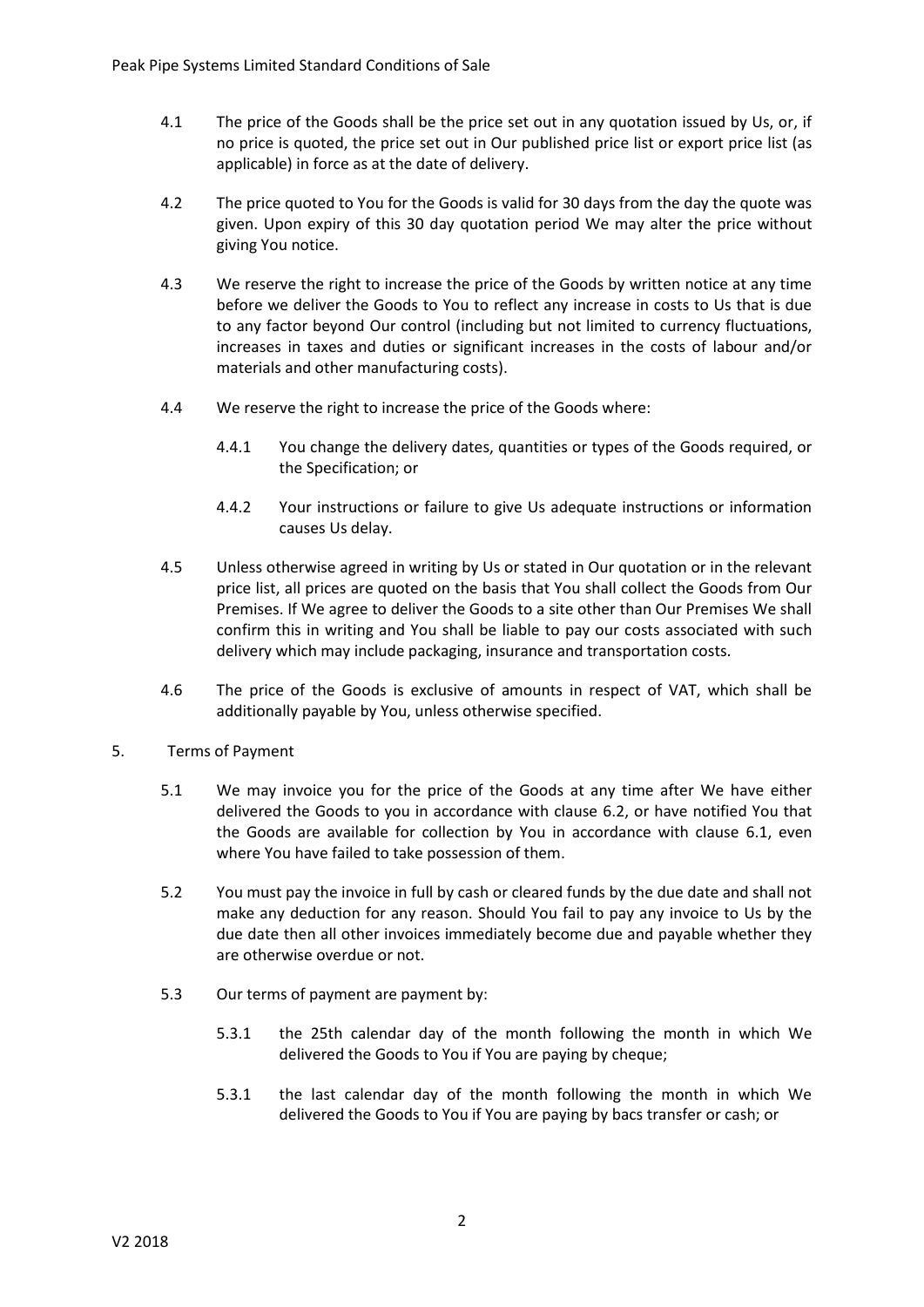4.1 The price of the Goods shall be the price set out in any quotation issued by Us, or, if no price is quoted, the price set out in Our published price list or export price list (as applicable) in force as at the date of delivery.

4.2 The price quoted to You for the Goods is valid for 30 days from the day the quote was given. Upon expiry of this 30 day quotation period We may alter the price without giving You notice.

4.3 We reserve the right to increase the price of the Goods by written notice at any time before we deliver the Goods to You to reflect any increase in costs to Us that is due to any factor beyond Our control (including but not limited to currency fluctuations, increases in taxes and duties or significant increases in the costs of labour and/or materials and other manufacturing costs).

4.4 We reserve the right to increase the price of the Goods where:

4.4.1 You change the delivery dates, quantities or types of the Goods required, or the Specification; or

4.4.2 Your instructions or failure to give Us adequate instructions or information causes Us delay.

4.5 Unless otherwise agreed in writing by Us or stated in Our quotation or in the relevant price list, all prices are quoted on the basis that You shall collect the Goods from Our Premises. If We agree to deliver the Goods to a site other than Our Premises We shall confirm this in writing and You shall be liable to pay our costs associated with such delivery which may include packaging, insurance and transportation costs.

4.6 The price of the Goods is exclusive of amounts in respect of VAT, which shall be additionally payable by You, unless otherwise specified.

5. Terms of Payment

5.1 We may invoice you for the price of the Goods at any time after We have either delivered the Goods to you in accordance with clause 6.2, or have notified You that the Goods are available for collection by You in accordance with clause 6.1, even where You have failed to take possession of them.

5.2 You must pay the invoice in full by cash or cleared funds by the due date and shall not make any deduction for any reason. Should You fail to pay any invoice to Us by the due date then all other invoices immediately become due and payable whether they are otherwise overdue or not.

5.3 Our terms of payment are payment by:

5.3.1 the 25th calendar day of the month following the month in which We delivered the Goods to You if You are paying by cheque;

5.3.1 the last calendar day of the month following the month in which We delivered the Goods to You if You are paying by bacs transfer or cash; or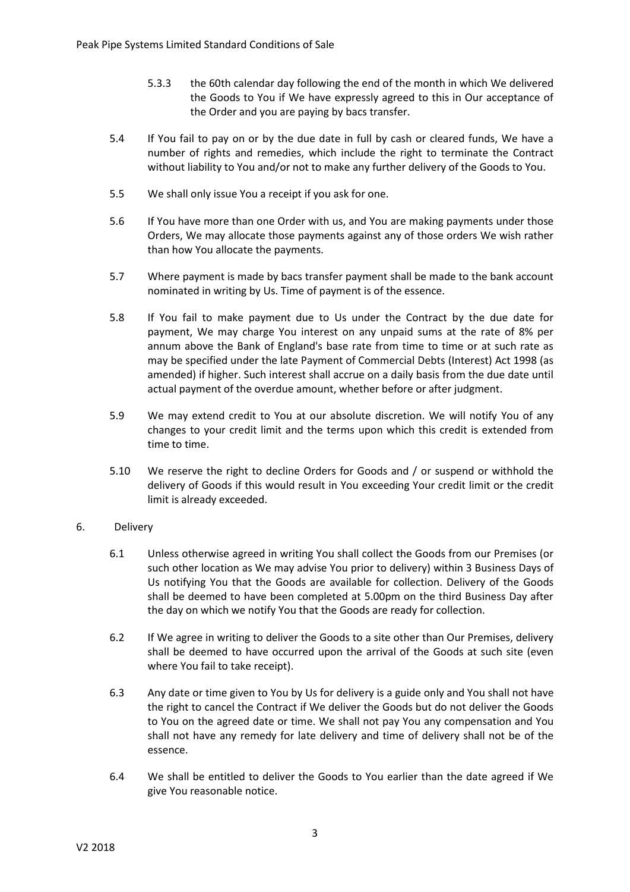5.3.3 the 60th calendar day following the end of the month in which We delivered the Goods to You if We have expressly agreed to this in Our acceptance of the Order and you are paying by bacs transfer.

5.4 If You fail to pay on or by the due date in full by cash or cleared funds, We have a number of rights and remedies, which include the right to terminate the Contract without liability to You and/or not to make any further delivery of the Goods to You.

5.5 We shall only issue You a receipt if you ask for one.

5.6 If You have more than one Order with us, and You are making payments under those Orders, We may allocate those payments against any of those orders We wish rather than how You allocate the payments.

5.7 Where payment is made by bacs transfer payment shall be made to the bank account nominated in writing by Us. Time of payment is of the essence.

5.8 If You fail to make payment due to Us under the Contract by the due date for payment, We may charge You interest on any unpaid sums at the rate of 8% per annum above the Bank of England's base rate from time to time or at such rate as may be specified under the late Payment of Commercial Debts (Interest) Act 1998 (as amended) if higher. Such interest shall accrue on a daily basis from the due date until actual payment of the overdue amount, whether before or after judgment.

5.9 We may extend credit to You at our absolute discretion. We will notify You of any changes to your credit limit and the terms upon which this credit is extended from time to time.

5.10 We reserve the right to decline Orders for Goods and / or suspend or withhold the delivery of Goods if this would result in You exceeding Your credit limit or the credit limit is already exceeded.

6. Delivery

6.1 Unless otherwise agreed in writing You shall collect the Goods from our Premises (or such other location as We may advise You prior to delivery) within 3 Business Days of Us notifying You that the Goods are available for collection. Delivery of the Goods shall be deemed to have been completed at 5.00pm on the third Business Day after the day on which we notify You that the Goods are ready for collection.

6.2 If We agree in writing to deliver the Goods to a site other than Our Premises, delivery shall be deemed to have occurred upon the arrival of the Goods at such site (even where You fail to take receipt).

6.3 Any date or time given to You by Us for delivery is a guide only and You shall not have the right to cancel the Contract if We deliver the Goods but do not deliver the Goods to You on the agreed date or time. We shall not pay You any compensation and You shall not have any remedy for late delivery and time of delivery shall not be of the essence.

6.4 We shall be entitled to deliver the Goods to You earlier than the date agreed if We give You reasonable notice.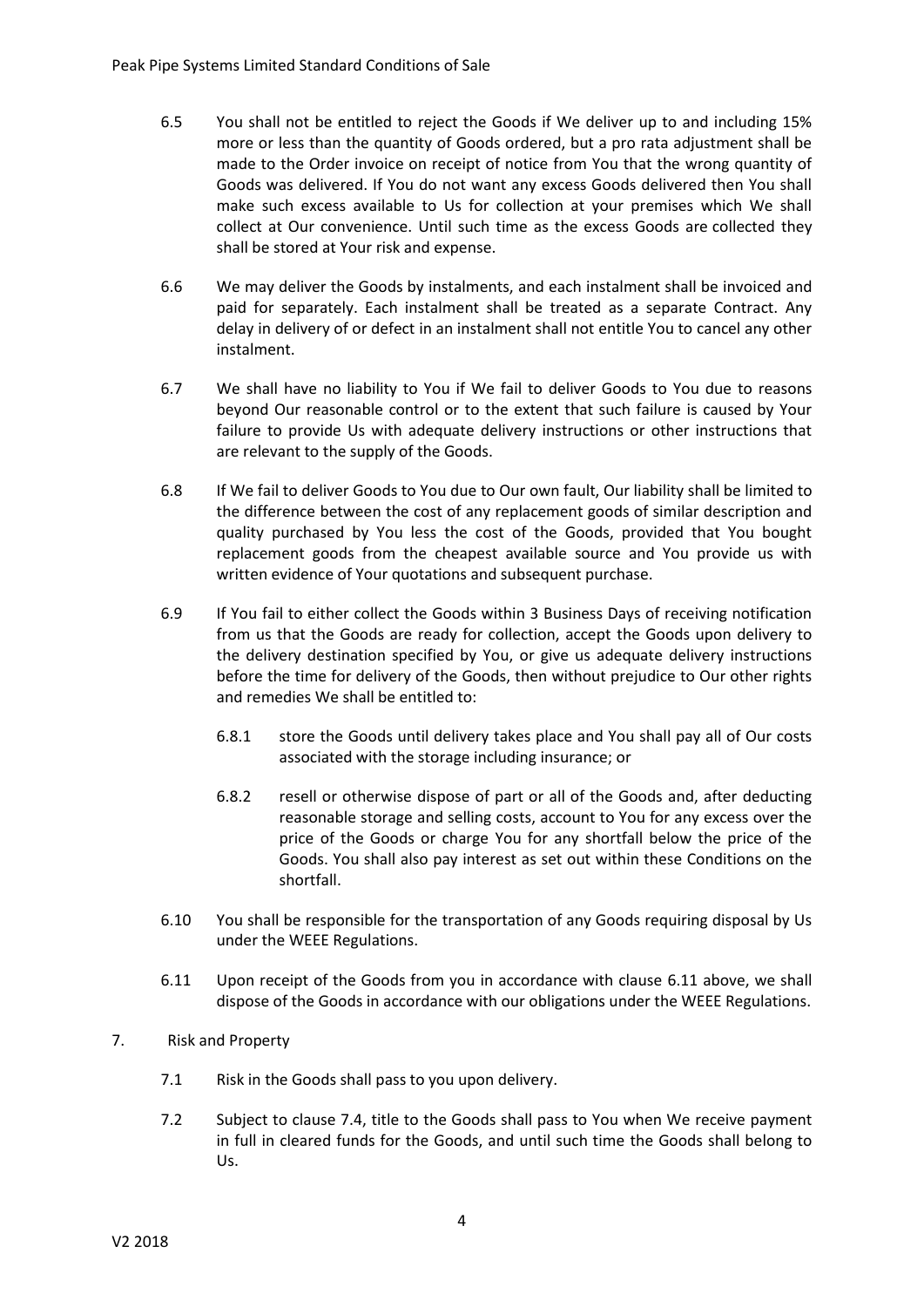6.5 You shall not be entitled to reject the Goods if We deliver up to and including 15% more or less than the quantity of Goods ordered, but a pro rata adjustment shall be made to the Order invoice on receipt of notice from You that the wrong quantity of Goods was delivered. If You do not want any excess Goods delivered then You shall make such excess available to Us for collection at your premises which We shall collect at Our convenience. Until such time as the excess Goods are collected they shall be stored at Your risk and expense.

6.6 We may deliver the Goods by instalments, and each instalment shall be invoiced and paid for separately. Each instalment shall be treated as a separate Contract. Any delay in delivery of or defect in an instalment shall not entitle You to cancel any other instalment.

6.7 We shall have no liability to You if We fail to deliver Goods to You due to reasons beyond Our reasonable control or to the extent that such failure is caused by Your failure to provide Us with adequate delivery instructions or other instructions that are relevant to the supply of the Goods.

6.8 If We fail to deliver Goods to You due to Our own fault, Our liability shall be limited to the difference between the cost of any replacement goods of similar description and quality purchased by You less the cost of the Goods, provided that You bought replacement goods from the cheapest available source and You provide us with written evidence of Your quotations and subsequent purchase.

6.9 If You fail to either collect the Goods within 3 Business Days of receiving notification from us that the Goods are ready for collection, accept the Goods upon delivery to the delivery destination specified by You, or give us adequate delivery instructions before the time for delivery of the Goods, then without prejudice to Our other rights and remedies We shall be entitled to:

6.8.1 store the Goods until delivery takes place and You shall pay all of Our costs associated with the storage including insurance; or

6.8.2 resell or otherwise dispose of part or all of the Goods and, after deducting reasonable storage and selling costs, account to You for any excess over the price of the Goods or charge You for any shortfall below the price of the Goods. You shall also pay interest as set out within these Conditions on the shortfall.

6.10 You shall be responsible for the transportation of any Goods requiring disposal by Us under the WEEE Regulations.

6.11 Upon receipt of the Goods from you in accordance with clause 6.11 above, we shall dispose of the Goods in accordance with our obligations under the WEEE Regulations.

7. Risk and Property

7.1 Risk in the Goods shall pass to you upon delivery.

7.2 Subject to clause 7.4, title to the Goods shall pass to You when We receive payment in full in cleared funds for the Goods, and until such time the Goods shall belong to Us.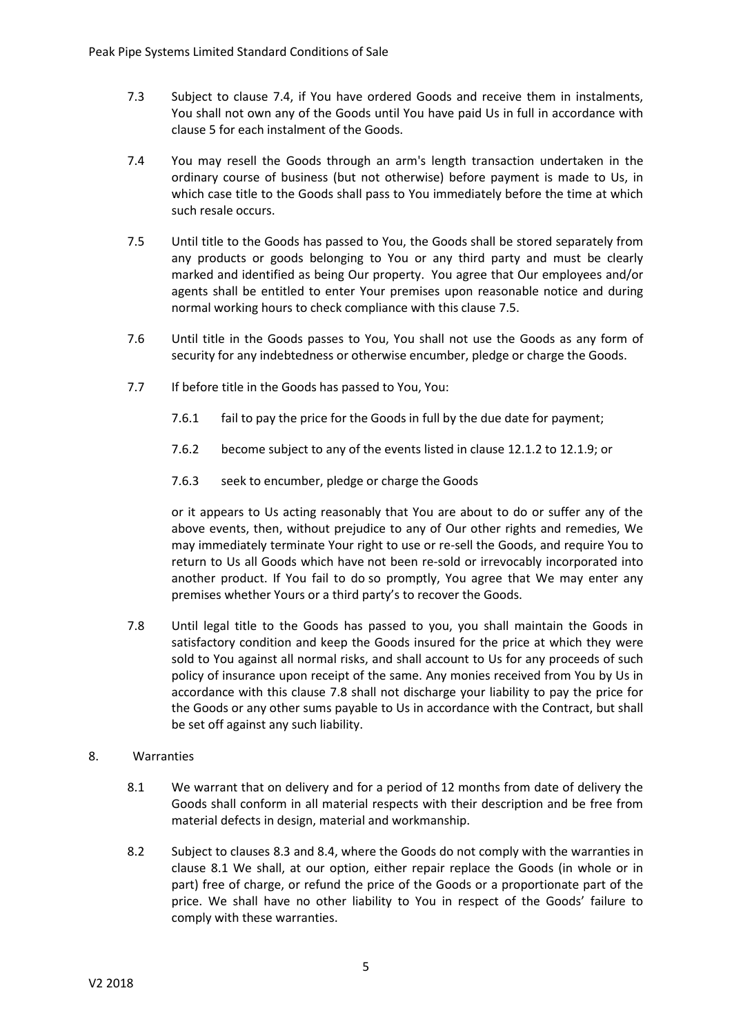7.3 Subject to clause 7.4, if You have ordered Goods and receive them in instalments, You shall not own any of the Goods until You have paid Us in full in accordance with clause 5 for each instalment of the Goods.

7.4 You may resell the Goods through an arm's length transaction undertaken in the ordinary course of business (but not otherwise) before payment is made to Us, in which case title to the Goods shall pass to You immediately before the time at which such resale occurs.

7.5 Until title to the Goods has passed to You, the Goods shall be stored separately from any products or goods belonging to You or any third party and must be clearly marked and identified as being Our property. You agree that Our employees and/or agents shall be entitled to enter Your premises upon reasonable notice and during normal working hours to check compliance with this clause 7.5.

7.6 Until title in the Goods passes to You, You shall not use the Goods as any form of security for any indebtedness or otherwise encumber, pledge or charge the Goods.

7.7 If before title in the Goods has passed to You, You:

7.6.1 fail to pay the price for the Goods in full by the due date for payment;

7.6.2 become subject to any of the events listed in clause 12.1.2 to 12.1.9; or

7.6.3 seek to encumber, pledge or charge the Goods

or it appears to Us acting reasonably that You are about to do or suffer any of the above events, then, without prejudice to any of Our other rights and remedies, We may immediately terminate Your right to use or re-sell the Goods, and require You to return to Us all Goods which have not been re-sold or irrevocably incorporated into another product. If You fail to do so promptly, You agree that We may enter any premises whether Yours or a third party's to recover the Goods.

7.8 Until legal title to the Goods has passed to you, you shall maintain the Goods in satisfactory condition and keep the Goods insured for the price at which they were sold to You against all normal risks, and shall account to Us for any proceeds of such policy of insurance upon receipt of the same. Any monies received from You by Us in accordance with this clause 7.8 shall not discharge your liability to pay the price for the Goods or any other sums payable to Us in accordance with the Contract, but shall be set off against any such liability.

## 8. Warranties

8.1 We warrant that on delivery and for a period of 12 months from date of delivery the Goods shall conform in all material respects with their description and be free from material defects in design, material and workmanship.

8.2 Subject to clauses 8.3 and 8.4, where the Goods do not comply with the warranties in clause 8.1 We shall, at our option, either repair replace the Goods (in whole or in part) free of charge, or refund the price of the Goods or a proportionate part of the price. We shall have no other liability to You in respect of the Goods' failure to comply with these warranties.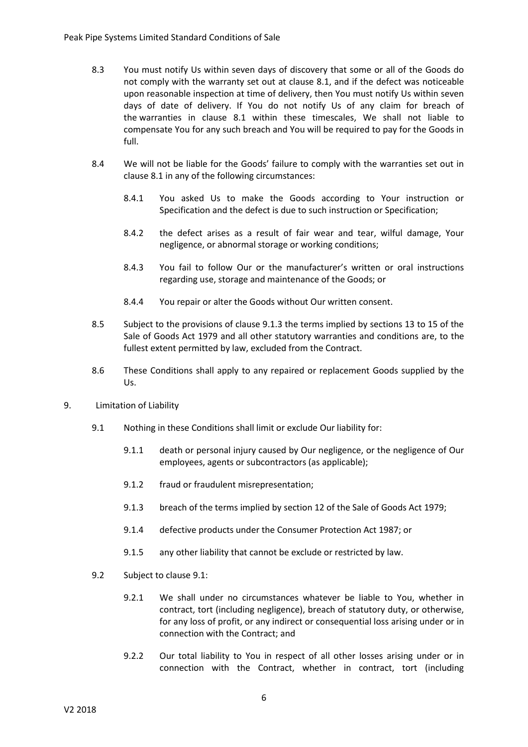8.3 You must notify Us within seven days of discovery that some or all of the Goods do not comply with the warranty set out at clause 8.1, and if the defect was noticeable upon reasonable inspection at time of delivery, then You must notify Us within seven days of date of delivery. If You do not notify Us of any claim for breach of the warranties in clause 8.1 within these timescales, We shall not liable to compensate You for any such breach and You will be required to pay for the Goods in full.

8.4 We will not be liable for the Goods' failure to comply with the warranties set out in clause 8.1 in any of the following circumstances:

8.4.1 You asked Us to make the Goods according to Your instruction or Specification and the defect is due to such instruction or Specification;

8.4.2 the defect arises as a result of fair wear and tear, wilful damage, Your negligence, or abnormal storage or working conditions;

8.4.3 You fail to follow Our or the manufacturer's written or oral instructions regarding use, storage and maintenance of the Goods; or

8.4.4 You repair or alter the Goods without Our written consent.

8.5 Subject to the provisions of clause 9.1.3 the terms implied by sections 13 to 15 of the Sale of Goods Act 1979 and all other statutory warranties and conditions are, to the fullest extent permitted by law, excluded from the Contract.

8.6 These Conditions shall apply to any repaired or replacement Goods supplied by the Us.

## 9. Limitation of Liability

9.1 Nothing in these Conditions shall limit or exclude Our liability for:

9.1.1 death or personal injury caused by Our negligence, or the negligence of Our employees, agents or subcontractors (as applicable);

9.1.2 fraud or fraudulent misrepresentation;

9.1.3 breach of the terms implied by section 12 of the Sale of Goods Act 1979;

9.1.4 defective products under the Consumer Protection Act 1987; or

9.1.5 any other liability that cannot be exclude or restricted by law.

9.2 Subject to clause 9.1:

9.2.1 We shall under no circumstances whatever be liable to You, whether in contract, tort (including negligence), breach of statutory duty, or otherwise, for any loss of profit, or any indirect or consequential loss arising under or in connection with the Contract; and

9.2.2 Our total liability to You in respect of all other losses arising under or in connection with the Contract, whether in contract, tort (including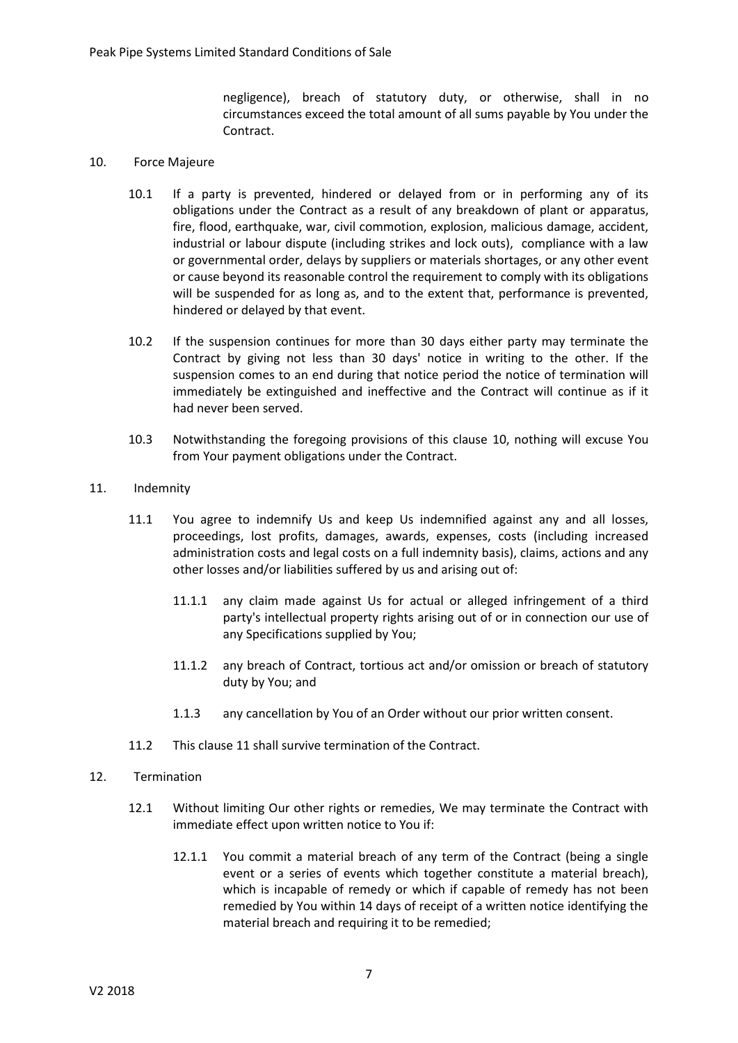negligence), breach of statutory duty, or otherwise, shall in no circumstances exceed the total amount of all sums payable by You under the Contract.

## 10. Force Majeure

10.1 If a party is prevented, hindered or delayed from or in performing any of its obligations under the Contract as a result of any breakdown of plant or apparatus, fire, flood, earthquake, war, civil commotion, explosion, malicious damage, accident, industrial or labour dispute (including strikes and lock outs), compliance with a law or governmental order, delays by suppliers or materials shortages, or any other event or cause beyond its reasonable control the requirement to comply with its obligations will be suspended for as long as, and to the extent that, performance is prevented, hindered or delayed by that event.

10.2 If the suspension continues for more than 30 days either party may terminate the Contract by giving not less than 30 days' notice in writing to the other. If the suspension comes to an end during that notice period the notice of termination will immediately be extinguished and ineffective and the Contract will continue as if it had never been served.

10.3 Notwithstanding the foregoing provisions of this clause 10, nothing will excuse You from Your payment obligations under the Contract.

## 11. Indemnity

11.1 You agree to indemnify Us and keep Us indemnified against any and all losses, proceedings, lost profits, damages, awards, expenses, costs (including increased administration costs and legal costs on a full indemnity basis), claims, actions and any other losses and/or liabilities suffered by us and arising out of:

11.1.1 any claim made against Us for actual or alleged infringement of a third party's intellectual property rights arising out of or in connection our use of any Specifications supplied by You;

11.1.2 any breach of Contract, tortious act and/or omission or breach of statutory duty by You; and

1.1.3 any cancellation by You of an Order without our prior written consent.

11.2 This clause 11 shall survive termination of the Contract.

## 12. Termination

12.1 Without limiting Our other rights or remedies, We may terminate the Contract with immediate effect upon written notice to You if:

12.1.1 You commit a material breach of any term of the Contract (being a single event or a series of events which together constitute a material breach), which is incapable of remedy or which if capable of remedy has not been remedied by You within 14 days of receipt of a written notice identifying the material breach and requiring it to be remedied;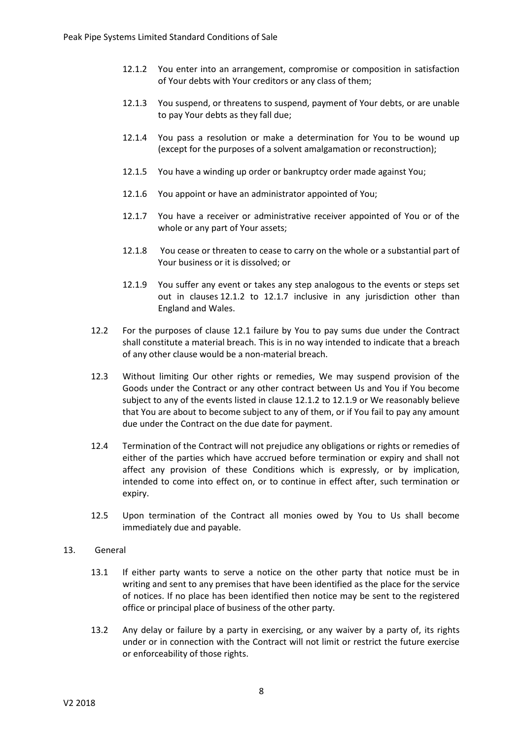12.1.2 You enter into an arrangement, compromise or composition in satisfaction of Your debts with Your creditors or any class of them;

12.1.3 You suspend, or threatens to suspend, payment of Your debts, or are unable to pay Your debts as they fall due;

12.1.4 You pass a resolution or make a determination for You to be wound up (except for the purposes of a solvent amalgamation or reconstruction);

12.1.5 You have a winding up order or bankruptcy order made against You;

12.1.6 You appoint or have an administrator appointed of You;

12.1.7 You have a receiver or administrative receiver appointed of You or of the whole or any part of Your assets;

12.1.8 You cease or threaten to cease to carry on the whole or a substantial part of Your business or it is dissolved; or

12.1.9 You suffer any event or takes any step analogous to the events or steps set out in clauses 12.1.2 to 12.1.7 inclusive in any jurisdiction other than England and Wales.

12.2 For the purposes of clause 12.1 failure by You to pay sums due under the Contract shall constitute a material breach. This is in no way intended to indicate that a breach of any other clause would be a non-material breach.

12.3 Without limiting Our other rights or remedies, We may suspend provision of the Goods under the Contract or any other contract between Us and You if You become subject to any of the events listed in clause 12.1.2 to 12.1.9 or We reasonably believe that You are about to become subject to any of them, or if You fail to pay any amount due under the Contract on the due date for payment.

12.4 Termination of the Contract will not prejudice any obligations or rights or remedies of either of the parties which have accrued before termination or expiry and shall not affect any provision of these Conditions which is expressly, or by implication, intended to come into effect on, or to continue in effect after, such termination or expiry.

12.5 Upon termination of the Contract all monies owed by You to Us shall become immediately due and payable.

13. General

13.1 If either party wants to serve a notice on the other party that notice must be in writing and sent to any premises that have been identified as the place for the service of notices. If no place has been identified then notice may be sent to the registered office or principal place of business of the other party.

13.2 Any delay or failure by a party in exercising, or any waiver by a party of, its rights under or in connection with the Contract will not limit or restrict the future exercise or enforceability of those rights.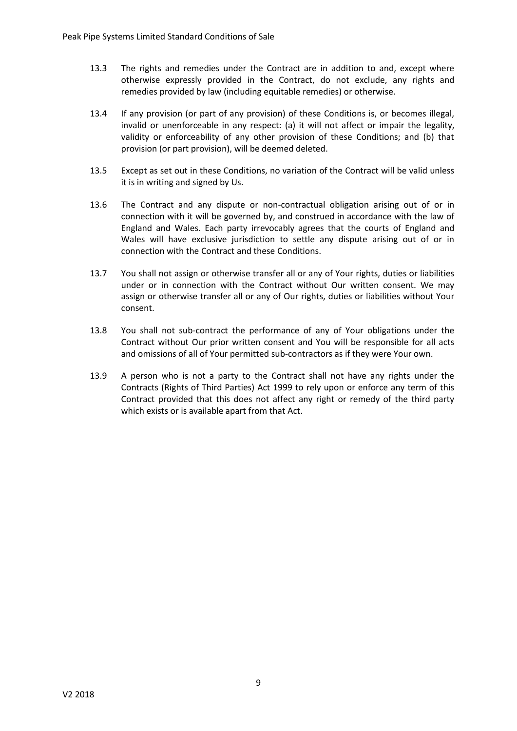13.3 The rights and remedies under the Contract are in addition to and, except where otherwise expressly provided in the Contract, do not exclude, any rights and remedies provided by law (including equitable remedies) or otherwise.

13.4 If any provision (or part of any provision) of these Conditions is, or becomes illegal, invalid or unenforceable in any respect: (a) it will not affect or impair the legality, validity or enforceability of any other provision of these Conditions; and (b) that provision (or part provision), will be deemed deleted.

13.5 Except as set out in these Conditions, no variation of the Contract will be valid unless it is in writing and signed by Us.

13.6 The Contract and any dispute or non-contractual obligation arising out of or in connection with it will be governed by, and construed in accordance with the law of England and Wales. Each party irrevocably agrees that the courts of England and Wales will have exclusive jurisdiction to settle any dispute arising out of or in connection with the Contract and these Conditions.

13.7 You shall not assign or otherwise transfer all or any of Your rights, duties or liabilities under or in connection with the Contract without Our written consent. We may assign or otherwise transfer all or any of Our rights, duties or liabilities without Your consent.

13.8 You shall not sub-contract the performance of any of Your obligations under the Contract without Our prior written consent and You will be responsible for all acts and omissions of all of Your permitted sub-contractors as if they were Your own.

13.9 A person who is not a party to the Contract shall not have any rights under the Contracts (Rights of Third Parties) Act 1999 to rely upon or enforce any term of this Contract provided that this does not affect any right or remedy of the third party which exists or is available apart from that Act.